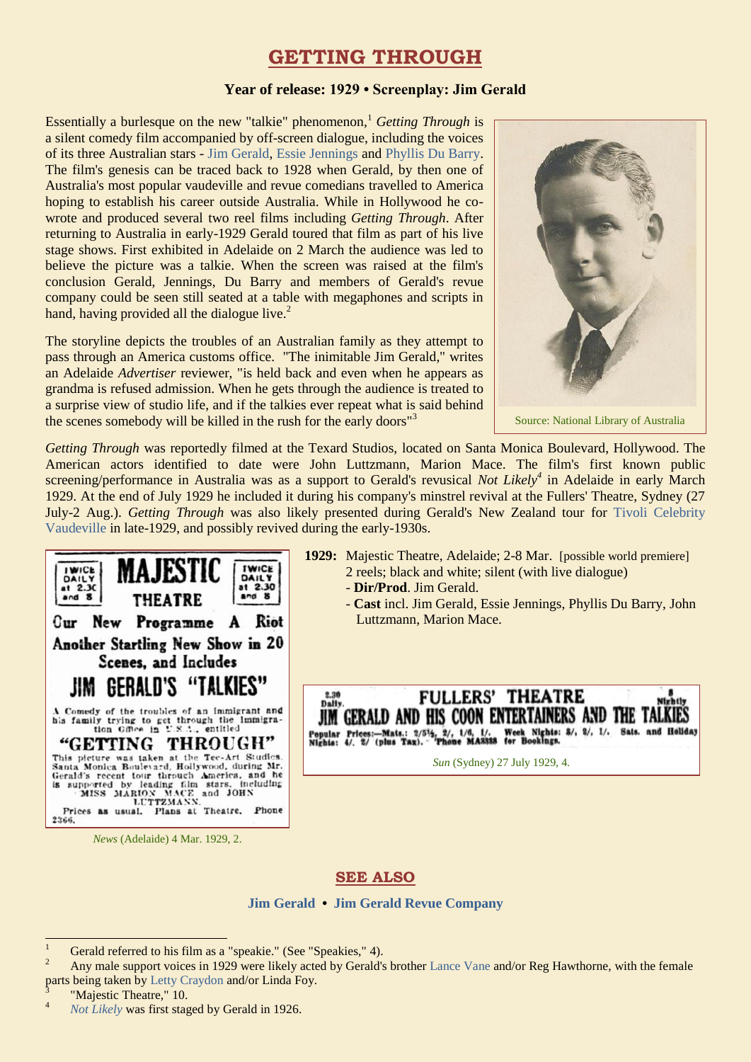# GETTING THROUGH

**Year of release: 1929 • Screenplay: Jim Gerald**

Essentially a burlesque on the new "talkie" phenomenon,[1] *Getting Through* is a silent comedy film accompanied by off-screen dialogue, including the voices of its three Australian stars - Jim Gerald, Essie Jennings and Phyllis Du Barry. The film's genesis can be traced back to 1928 when Gerald, by then one of Australia's most popular vaudeville and revue comedians travelled to America hoping to establish his career outside Australia. While in Hollywood he co-wrote and produced several two reel films including *Getting Through*. After returning to Australia in early-1929 Gerald toured that film as part of his live stage shows. First exhibited in Adelaide on 2 March the audience was led to believe the picture was a talkie. When the screen was raised at the film's conclusion Gerald, Jennings, Du Barry and members of Gerald's revue company could be seen still seated at a table with megaphones and scripts in hand, having provided all the dialogue live.[2]

Source: National Library of Australia

The storyline depicts the troubles of an Australian family as they attempt to pass through an America customs office. "The inimitable Jim Gerald," writes an Adelaide *Advertiser* reviewer, "is held back and even when he appears as grandma is refused admission. When he gets through the audience is treated to a surprise view of studio life, and if the talkies ever repeat what is said behind the scenes somebody will be killed in the rush for the early doors"[3]

*Getting Through* was reportedly filmed at the Texard Studios, located on Santa Monica Boulevard, Hollywood. The American actors identified to date were John Luttzmann, Marion Mace. The film's first known public screening/performance in Australia was as a support to Gerald's revusical *Not Likely*[4] in Adelaide in early March 1929. At the end of July 1929 he included it during his company's minstrel revival at the Fullers' Theatre, Sydney (27 July-2 Aug.). *Getting Through* was also likely presented during Gerald's New Zealand tour for Tivoli Celebrity Vaudeville in late-1929, and possibly revived during the early-1930s.

MAJESTIC THEATRE — TWICE DAILY at 2.30 and 8
Our New Programme A Riot
Another Startling New Show in 20 Scenes, and Includes
JIM GERALD'S "TALKIES"
A Comedy of the troubles of an immigrant and his family trying to get through the Immigration Office in U.S.A., entitled
"GETTING THROUGH"
This picture was taken at the Tec-Art Studios, Santa Monica Boulevard, Hollywood, during Mr. Gerald's recent tour through America, and he is supported by leading film stars, including MISS MARION MACE and JOHN LUTTZMANN.
Prices as usual. Plans at Theatre. Phone 2366.

*News* (Adelaide) 4 Mar. 1929, 2.

**1929:** Majestic Theatre, Adelaide; 2-8 Mar. [possible world premiere]
2 reels; black and white; silent (with live dialogue)
- **Dir/Prod**. Jim Gerald.
- **Cast** incl. Jim Gerald, Essie Jennings, Phyllis Du Barry, John Luttzmann, Marion Mace.

FULLERS' THEATRE — 2.30 Daily. 8 Nightly
JIM GERALD AND HIS COON ENTERTAINERS AND THE TALKIES
Popular Prices:—Mats.: 2/5½, 2/, 1/6, 1/. Week Nights: 3/, 2/, 1/. Sats. and Holiday Nights: 4/, 2/ (plus Tax). Phone MA8858 for Bookings.

*Sun* (Sydney) 27 July 1929, 4.

## SEE ALSO

**Jim Gerald • Jim Gerald Revue Company**

---

[1] Gerald referred to his film as a "speakie." (See "Speakies," 4).

[2] Any male support voices in 1929 were likely acted by Gerald's brother Lance Vane and/or Reg Hawthorne, with the female parts being taken by Letty Craydon and/or Linda Foy.

[3] "Majestic Theatre," 10.

[4] *Not Likely* was first staged by Gerald in 1926.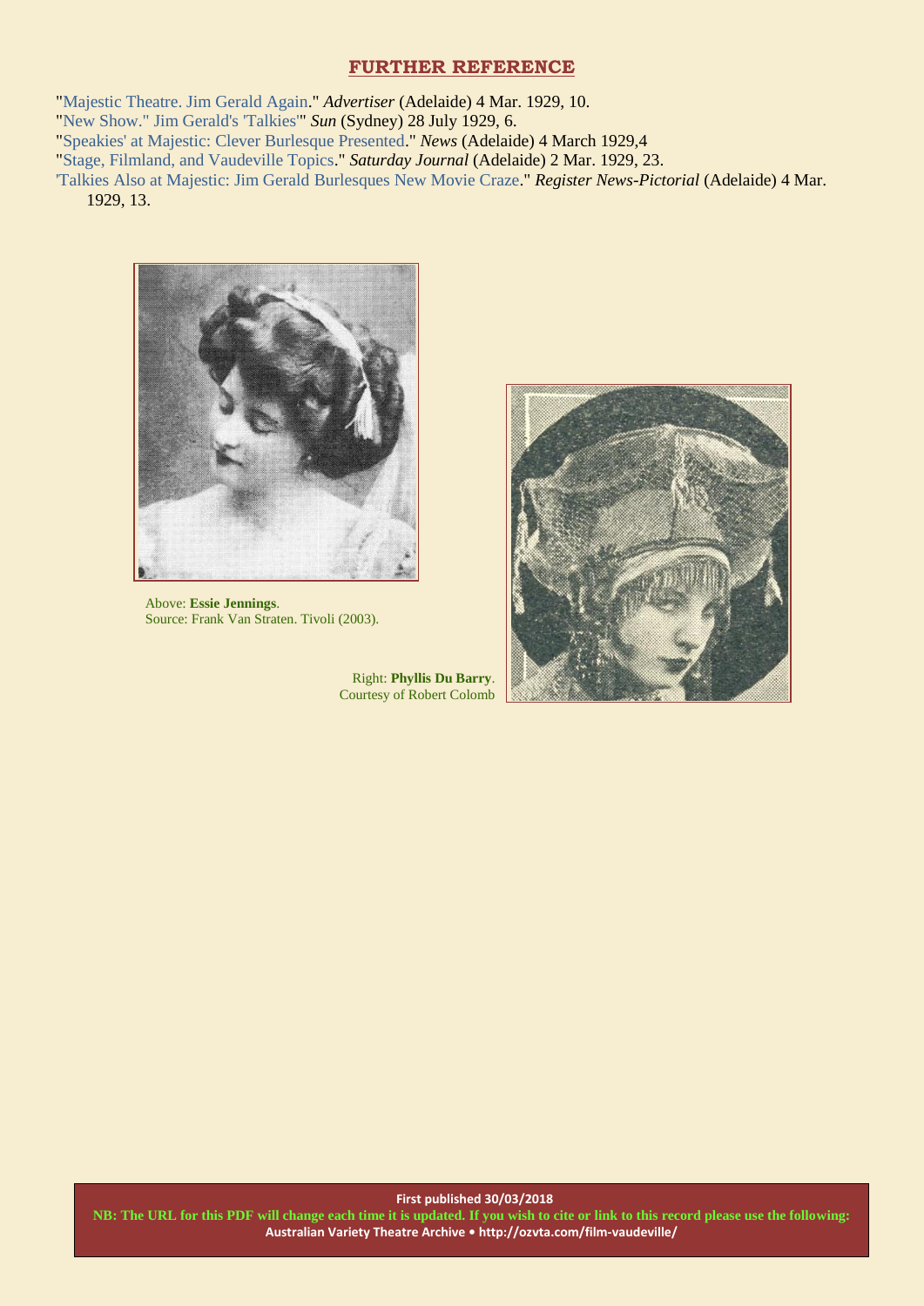## FURTHER REFERENCE

"Majestic Theatre. Jim Gerald Again." *Advertiser* (Adelaide) 4 Mar. 1929, 10.
"New Show." Jim Gerald's 'Talkies'" *Sun* (Sydney) 28 July 1929, 6.
"Speakies' at Majestic: Clever Burlesque Presented." *News* (Adelaide) 4 March 1929,4
"Stage, Filmland, and Vaudeville Topics." *Saturday Journal* (Adelaide) 2 Mar. 1929, 23.
'Talkies Also at Majestic: Jim Gerald Burlesques New Movie Craze." *Register News-Pictorial* (Adelaide) 4 Mar. 1929, 13.

Above: **Essie Jennings**.
Source: Frank Van Straten. Tivoli (2003).

Right: **Phyllis Du Barry**.
Courtesy of Robert Colomb

**First published 30/03/2018**
**NB: The URL for this PDF will change each time it is updated. If you wish to cite or link to this record please use the following:**
**Australian Variety Theatre Archive • http://ozvta.com/film-vaudeville/**